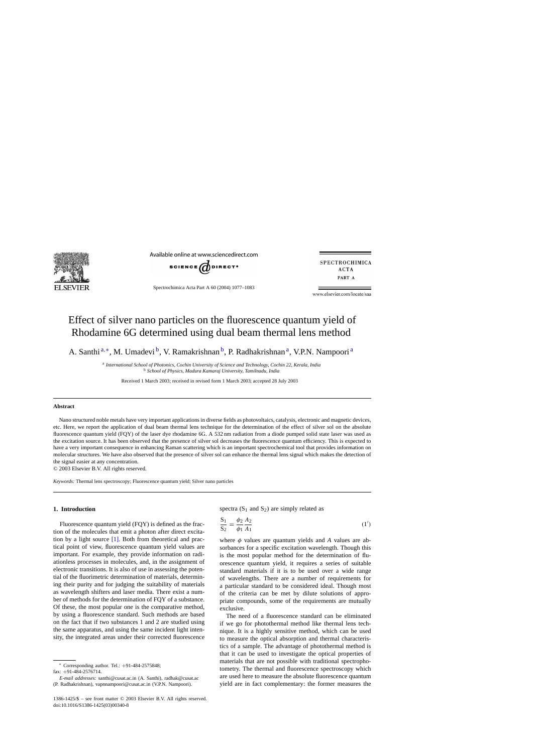# Effect of silver nano particles on the fluorescence quantum yield of Rhodamine 6G determined using dual beam thermal lens method

A. Santhi[a,*], M. Umadevi[b], V. Ramakrishnan[b], P. Radhakrishnan[a], V.P.N. Nampoori[a]

[a] *International School of Photonics, Cochin University of Science and Technology, Cochin 22, Kerala, India*
[b] *School of Physics, Madura Kamaraj University, Tamilnadu, India*

Received 1 March 2003; received in revised form 1 March 2003; accepted 28 July 2003

## Abstract

Nano structured noble metals have very important applications in diverse fields as photovoltaics, catalysis, electronic and magnetic devices, etc. Here, we report the application of dual beam thermal lens technique for the determination of the effect of silver sol on the absolute fluorescence quantum yield (FQY) of the laser dye rhodamine 6G. A 532 nm radiation from a diode pumped solid state laser was used as the excitation source. It has been observed that the presence of silver sol decreases the fluorescence quantum efficiency. This is expected to have a very important consequence in enhancing Raman scattering which is an important spectrochemical tool that provides information on molecular structures. We have also observed that the presence of silver sol can enhance the thermal lens signal which makes the detection of the signal easier at any concentration.

© 2003 Elsevier B.V. All rights reserved.

*Keywords:* Thermal lens spectroscopy; Fluorescence quantum yield; Silver nano particles

## 1. Introduction

Fluorescence quantum yield (FQY) is defined as the fraction of the molecules that emit a photon after direct excitation by a light source [1]. Both from theoretical and practical point of view, fluorescence quantum yield values are important. For example, they provide information on radiationless processes in molecules, and, in the assignment of electronic transitions. It is also of use in assessing the potential of the fluorimetric determination of materials, determining their purity and for judging the suitability of materials as wavelength shifters and laser media. There exist a number of methods for the determination of FQY of a substance. Of these, the most popular one is the comparative method, by using a fluorescence standard. Such methods are based on the fact that if two substances 1 and 2 are studied using the same apparatus, and using the same incident light intensity, the integrated areas under their corrected fluorescence spectra ($S_1$ and $S_2$) are simply related as

$$\frac{S_1}{S_2} = \frac{\phi_2}{\phi_1}\frac{A_2}{A_1} \tag{1'}$$

where $\phi$ values are quantum yields and $A$ values are absorbances for a specific excitation wavelength. Though this is the most popular method for the determination of fluorescence quantum yield, it requires a series of suitable standard materials if it is to be used over a wide range of wavelengths. There are a number of requirements for a particular standard to be considered ideal. Though most of the criteria can be met by dilute solutions of appropriate compounds, some of the requirements are mutually exclusive.

The need of a fluorescence standard can be eliminated if we go for photothermal method like thermal lens technique. It is a highly sensitive method, which can be used to measure the optical absorption and thermal characteristics of a sample. The advantage of photothermal method is that it can be used to investigate the optical properties of materials that are not possible with traditional spectrophotometry. The thermal and fluorescence spectroscopy which are used here to measure the absolute fluorescence quantum yield are in fact complementary: the former measures the

---

* Corresponding author. Tel.: +91-484-2575848; fax: +91-484-2576714.

*E-mail addresses:* santhi@cusat.ac.in (A. Santhi), radhak@cusat.ac (P. Radhakrishnan), vapnnampoori@cusat.ac.in (V.P.N. Nampoori).

1386-1425/$ – see front matter © 2003 Elsevier B.V. All rights reserved.
doi:10.1016/S1386-1425(03)00340-8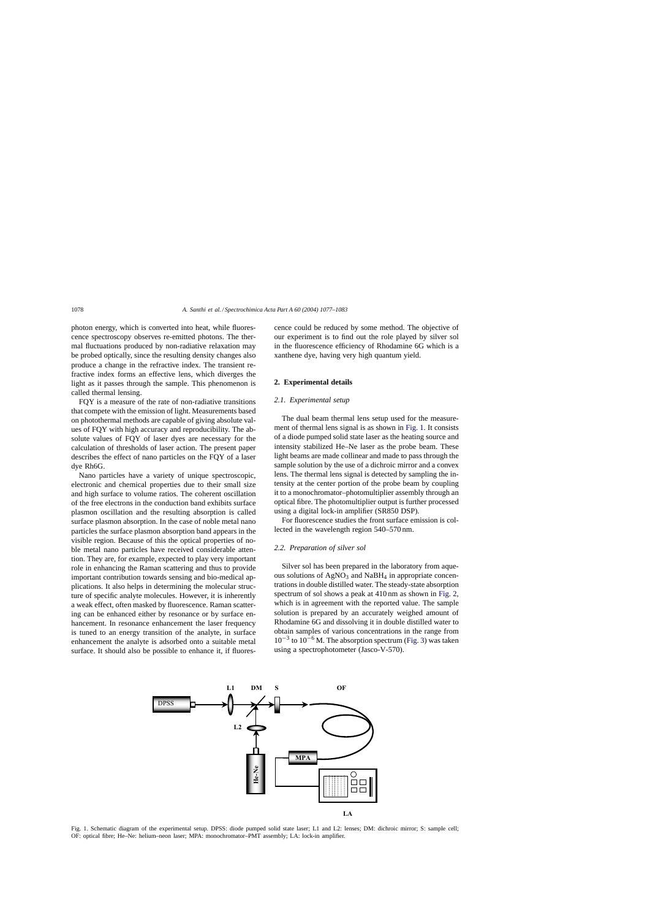photon energy, which is converted into heat, while fluorescence spectroscopy observes re-emitted photons. The thermal fluctuations produced by non-radiative relaxation may be probed optically, since the resulting density changes also produce a change in the refractive index. The transient refractive index forms an effective lens, which diverges the light as it passes through the sample. This phenomenon is called thermal lensing.

FQY is a measure of the rate of non-radiative transitions that compete with the emission of light. Measurements based on photothermal methods are capable of giving absolute values of FQY with high accuracy and reproducibility. The absolute values of FQY of laser dyes are necessary for the calculation of thresholds of laser action. The present paper describes the effect of nano particles on the FQY of a laser dye Rh6G.

Nano particles have a variety of unique spectroscopic, electronic and chemical properties due to their small size and high surface to volume ratios. The coherent oscillation of the free electrons in the conduction band exhibits surface plasmon oscillation and the resulting absorption is called surface plasmon absorption. In the case of noble metal nano particles the surface plasmon absorption band appears in the visible region. Because of this the optical properties of noble metal nano particles have received considerable attention. They are, for example, expected to play very important role in enhancing the Raman scattering and thus to provide important contribution towards sensing and bio-medical applications. It also helps in determining the molecular structure of specific analyte molecules. However, it is inherently a weak effect, often masked by fluorescence. Raman scattering can be enhanced either by resonance or by surface enhancement. In resonance enhancement the laser frequency is tuned to an energy transition of the analyte, in surface enhancement the analyte is adsorbed onto a suitable metal surface. It should also be possible to enhance it, if fluorescence could be reduced by some method. The objective of our experiment is to find out the role played by silver sol in the fluorescence efficiency of Rhodamine 6G which is a xanthene dye, having very high quantum yield.

## 2. Experimental details

### *2.1. Experimental setup*

The dual beam thermal lens setup used for the measurement of thermal lens signal is as shown in Fig. 1. It consists of a diode pumped solid state laser as the heating source and intensity stabilized He–Ne laser as the probe beam. These light beams are made collinear and made to pass through the sample solution by the use of a dichroic mirror and a convex lens. The thermal lens signal is detected by sampling the intensity at the center portion of the probe beam by coupling it to a monochromator–photomultiplier assembly through an optical fibre. The photomultiplier output is further processed using a digital lock-in amplifier (SR850 DSP).

For fluorescence studies the front surface emission is collected in the wavelength region 540–570 nm.

### *2.2. Preparation of silver sol*

Silver sol has been prepared in the laboratory from aqueous solutions of $AgNO_3$ and $NaBH_4$ in appropriate concentrations in double distilled water. The steady-state absorption spectrum of sol shows a peak at 410 nm as shown in Fig. 2, which is in agreement with the reported value. The sample solution is prepared by an accurately weighed amount of Rhodamine 6G and dissolving it in double distilled water to obtain samples of various concentrations in the range from $10^{-3}$ to $10^{-6}$ M. The absorption spectrum (Fig. 3) was taken using a spectrophotometer (Jasco-V-570).

Fig. 1. Schematic diagram of the experimental setup. DPSS: diode pumped solid state laser; L1 and L2: lenses; DM: dichroic mirror; S: sample cell; OF: optical fibre; He–Ne: helium–neon laser; MPA: monochromator–PMT assembly; LA: lock-in amplifier.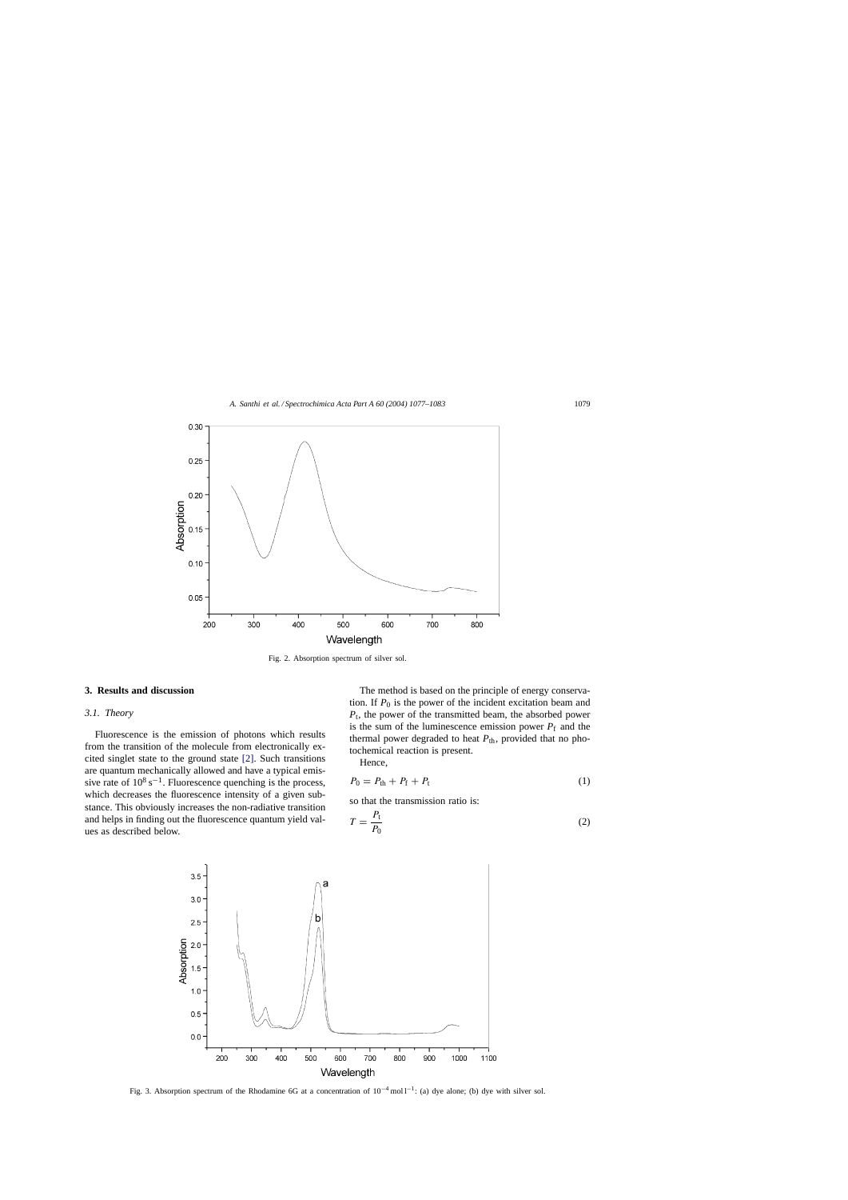Fig. 2. Absorption spectrum of silver sol.

## 3. Results and discussion

### 3.1. Theory

Fluorescence is the emission of photons which results from the transition of the molecule from electronically excited singlet state to the ground state [2]. Such transitions are quantum mechanically allowed and have a typical emissive rate of $10^8\,\mathrm{s}^{-1}$. Fluorescence quenching is the process, which decreases the fluorescence intensity of a given substance. This obviously increases the non-radiative transition and helps in finding out the fluorescence quantum yield values as described below.

The method is based on the principle of energy conservation. If $P_0$ is the power of the incident excitation beam and $P_t$, the power of the transmitted beam, the absorbed power is the sum of the luminescence emission power $P_f$ and the thermal power degraded to heat $P_{th}$, provided that no photochemical reaction is present.

Hence,

$$P_0 = P_{th} + P_f + P_t \tag{1}$$

so that the transmission ratio is:

$$T = \frac{P_t}{P_0} \tag{2}$$

Fig. 3. Absorption spectrum of the Rhodamine 6G at a concentration of $10^{-4}\,\mathrm{mol\,l^{-1}}$: (a) dye alone; (b) dye with silver sol.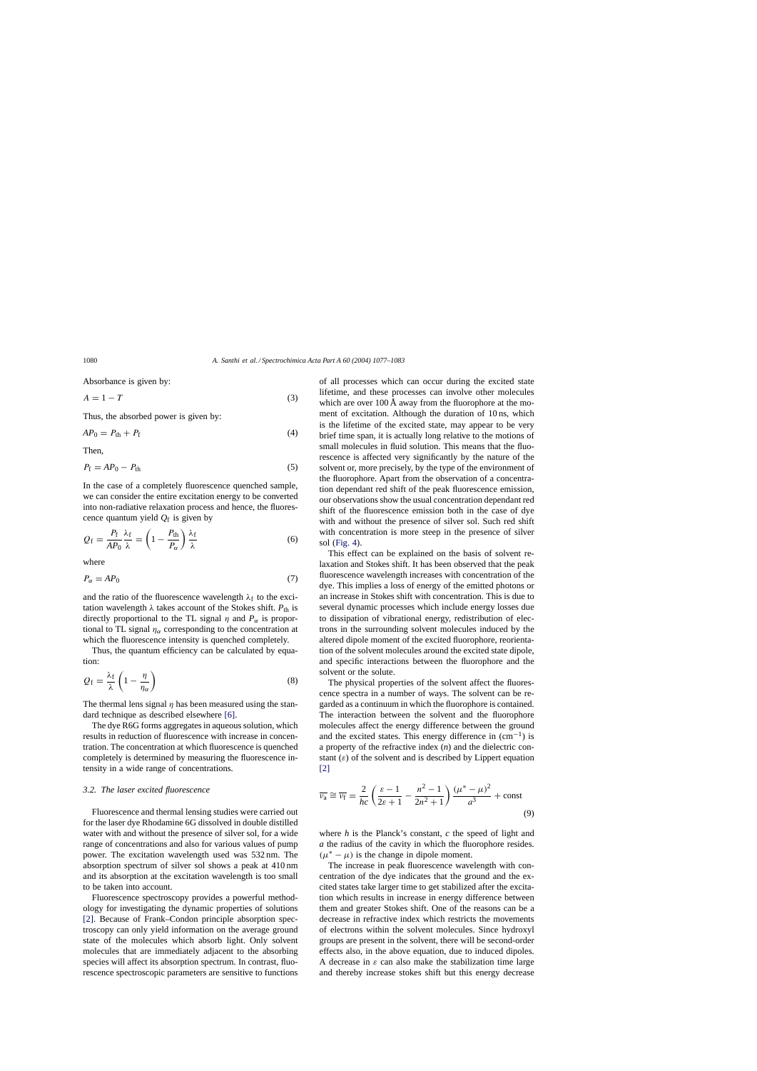Absorbance is given by:

$$A = 1 - T \tag{3}$$

Thus, the absorbed power is given by:

$$AP_0 = P_{\mathrm{th}} + P_{\mathrm{f}} \tag{4}$$

Then,

$$P_{\mathrm{f}} = AP_0 - P_{\mathrm{th}} \tag{5}$$

In the case of a completely fluorescence quenched sample, we can consider the entire excitation energy to be converted into non-radiative relaxation process and hence, the fluorescence quantum yield $Q_{\mathrm{f}}$ is given by

$$Q_{\mathrm{f}} = \frac{P_{\mathrm{f}}}{AP_0}\frac{\lambda_{\mathrm{f}}}{\lambda} = \left(1 - \frac{P_{\mathrm{th}}}{P_{\alpha}}\right)\frac{\lambda_{\mathrm{f}}}{\lambda} \tag{6}$$

where

$$P_{\alpha} = AP_0 \tag{7}$$

and the ratio of the fluorescence wavelength $\lambda_{\mathrm{f}}$ to the excitation wavelength $\lambda$ takes account of the Stokes shift. $P_{\mathrm{th}}$ is directly proportional to the TL signal $\eta$ and $P_{\alpha}$ is proportional to TL signal $\eta_{\alpha}$ corresponding to the concentration at which the fluorescence intensity is quenched completely.

Thus, the quantum efficiency can be calculated by equation:

$$Q_{\mathrm{f}} = \frac{\lambda_{\mathrm{f}}}{\lambda}\left(1 - \frac{\eta}{\eta_{\alpha}}\right) \tag{8}$$

The thermal lens signal $\eta$ has been measured using the standard technique as described elsewhere [6].

The dye R6G forms aggregates in aqueous solution, which results in reduction of fluorescence with increase in concentration. The concentration at which fluorescence is quenched completely is determined by measuring the fluorescence intensity in a wide range of concentrations.

### 3.2. The laser excited fluorescence

Fluorescence and thermal lensing studies were carried out for the laser dye Rhodamine 6G dissolved in double distilled water with and without the presence of silver sol, for a wide range of concentrations and also for various values of pump power. The excitation wavelength used was 532 nm. The absorption spectrum of silver sol shows a peak at 410 nm and its absorption at the excitation wavelength is too small to be taken into account.

Fluorescence spectroscopy provides a powerful methodology for investigating the dynamic properties of solutions [2]. Because of Frank–Condon principle absorption spectroscopy can only yield information on the average ground state of the molecules which absorb light. Only solvent molecules that are immediately adjacent to the absorbing species will affect its absorption spectrum. In contrast, fluorescence spectroscopic parameters are sensitive to functions of all processes which can occur during the excited state lifetime, and these processes can involve other molecules which are over 100 Å away from the fluorophore at the moment of excitation. Although the duration of 10 ns, which is the lifetime of the excited state, may appear to be very brief time span, it is actually long relative to the motions of small molecules in fluid solution. This means that the fluorescence is affected very significantly by the nature of the solvent or, more precisely, by the type of the environment of the fluorophore. Apart from the observation of a concentration dependant red shift of the peak fluorescence emission, our observations show the usual concentration dependant red shift of the fluorescence emission both in the case of dye with and without the presence of silver sol. Such red shift with concentration is more steep in the presence of silver sol (Fig. 4).

This effect can be explained on the basis of solvent relaxation and Stokes shift. It has been observed that the peak fluorescence wavelength increases with concentration of the dye. This implies a loss of energy of the emitted photons or an increase in Stokes shift with concentration. This is due to several dynamic processes which include energy losses due to dissipation of vibrational energy, redistribution of electrons in the surrounding solvent molecules induced by the altered dipole moment of the excited fluorophore, reorientation of the solvent molecules around the excited state dipole, and specific interactions between the fluorophore and the solvent or the solute.

The physical properties of the solvent affect the fluorescence spectra in a number of ways. The solvent can be regarded as a continuum in which the fluorophore is contained. The interaction between the solvent and the fluorophore molecules affect the energy difference between the ground and the excited states. This energy difference in ($\mathrm{cm}^{-1}$) is a property of the refractive index ($n$) and the dielectric constant ($\varepsilon$) of the solvent and is described by Lippert equation [2]

$$\overline{\nu_{\mathrm{a}}} \cong \overline{\nu_{\mathrm{f}}} = \frac{2}{hc}\left(\frac{\varepsilon - 1}{2\varepsilon + 1} - \frac{n^2 - 1}{2n^2 + 1}\right)\frac{(\mu^* - \mu)^2}{a^3} + \mathrm{const} \tag{9}$$

where $h$ is the Planck's constant, $c$ the speed of light and $a$ the radius of the cavity in which the fluorophore resides. $(\mu^* - \mu)$ is the change in dipole moment.

The increase in peak fluorescence wavelength with concentration of the dye indicates that the ground and the excited states take larger time to get stabilized after the excitation which results in increase in energy difference between them and greater Stokes shift. One of the reasons can be a decrease in refractive index which restricts the movements of electrons within the solvent molecules. Since hydroxyl groups are present in the solvent, there will be second-order effects also, in the above equation, due to induced dipoles. A decrease in $\varepsilon$ can also make the stabilization time large and thereby increase stokes shift but this energy decrease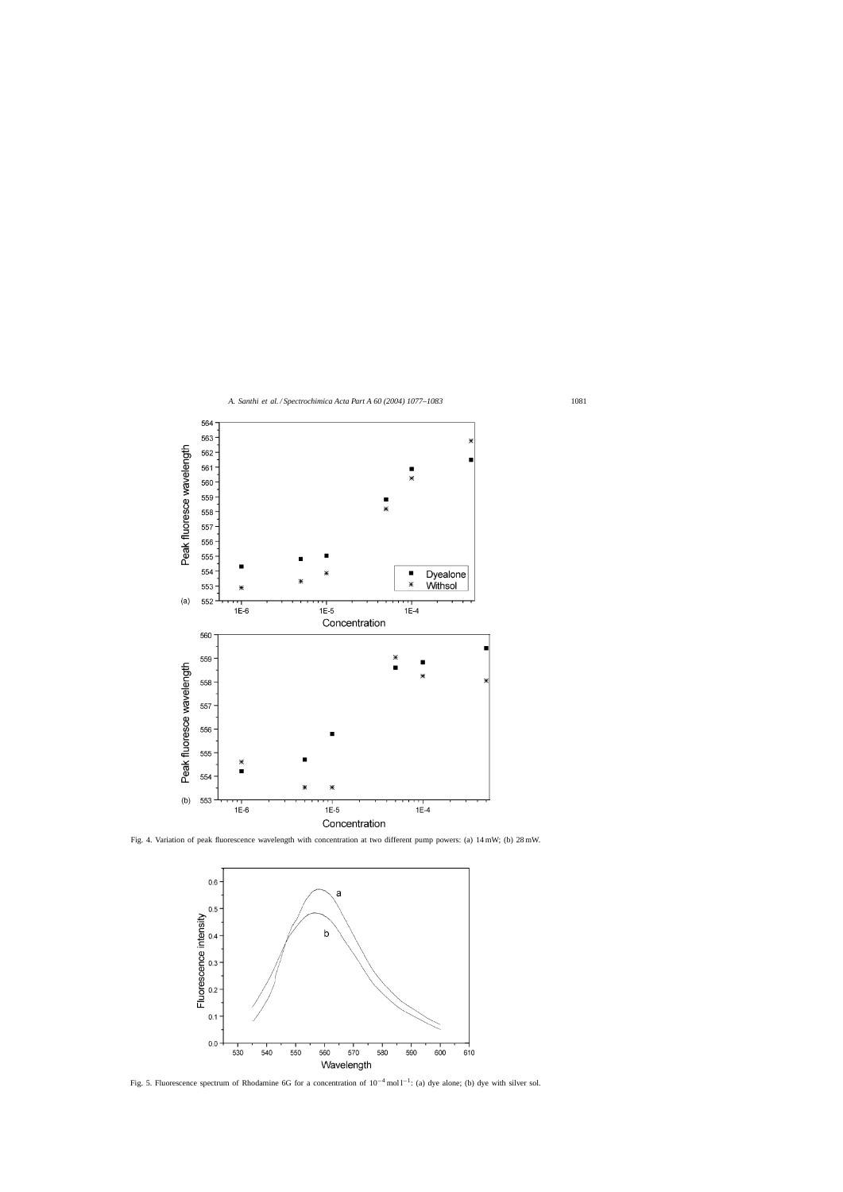Fig. 4. Variation of peak fluorescence wavelength with concentration at two different pump powers: (a) 14 mW; (b) 28 mW.

Fig. 5. Fluorescence spectrum of Rhodamine 6G for a concentration of $10^{-4}$ mol $l^{-1}$: (a) dye alone; (b) dye with silver sol.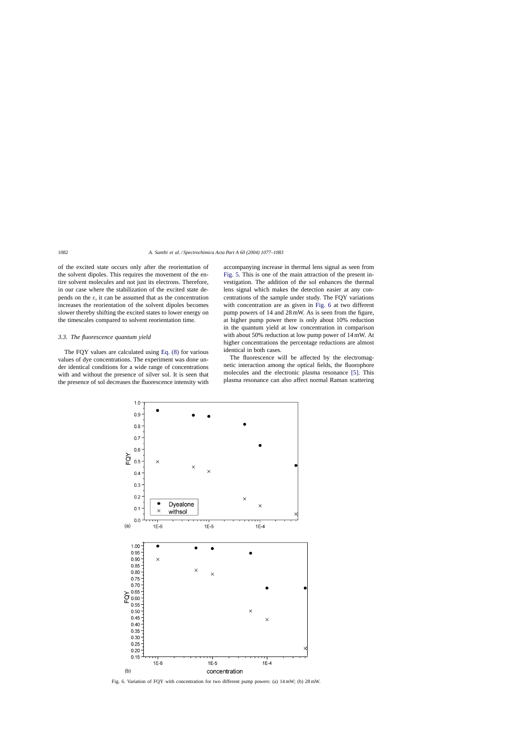of the excited state occurs only after the reorientation of the solvent dipoles. This requires the movement of the entire solvent molecules and not just its electrons. Therefore, in our case where the stabilization of the excited state depends on the $\varepsilon$, it can be assumed that as the concentration increases the reorientation of the solvent dipoles becomes slower thereby shifting the excited states to lower energy on the timescales compared to solvent reorientation time.

### 3.3. The fluorescence quantum yield

The FQY values are calculated using Eq. (8) for various values of dye concentrations. The experiment was done under identical conditions for a wide range of concentrations with and without the presence of silver sol. It is seen that the presence of sol decreases the fluorescence intensity with accompanying increase in thermal lens signal as seen from Fig. 5. This is one of the main attraction of the present investigation. The addition of the sol enhances the thermal lens signal which makes the detection easier at any concentrations of the sample under study. The FQY variations with concentration are as given in Fig. 6 at two different pump powers of 14 and 28 mW. As is seen from the figure, at higher pump power there is only about 10% reduction in the quantum yield at low concentration in comparison with about 50% reduction at low pump power of 14 mW. At higher concentrations the percentage reductions are almost identical in both cases.

The fluorescence will be affected by the electromagnetic interaction among the optical fields, the fluorophore molecules and the electronic plasma resonance [5]. This plasma resonance can also affect normal Raman scattering

Fig. 6. Variation of FQY with concentration for two different pump powers: (a) 14 mW; (b) 28 mW.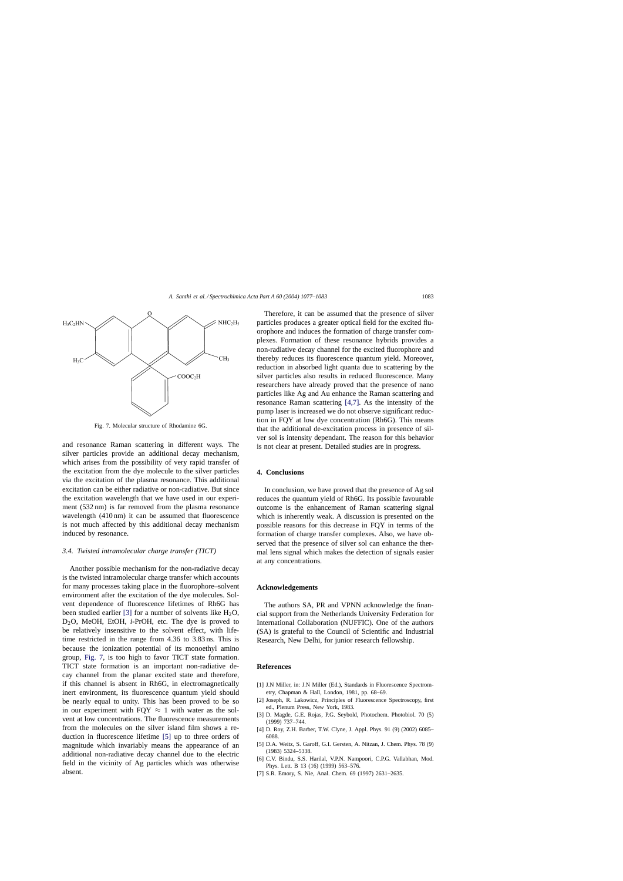Fig. 7. Molecular structure of Rhodamine 6G.

and resonance Raman scattering in different ways. The silver particles provide an additional decay mechanism, which arises from the possibility of very rapid transfer of the excitation from the dye molecule to the silver particles via the excitation of the plasma resonance. This additional excitation can be either radiative or non-radiative. But since the excitation wavelength that we have used in our experiment (532 nm) is far removed from the plasma resonance wavelength (410 nm) it can be assumed that fluorescence is not much affected by this additional decay mechanism induced by resonance.

### 3.4. Twisted intramolecular charge transfer (TICT)

Another possible mechanism for the non-radiative decay is the twisted intramolecular charge transfer which accounts for many processes taking place in the fluorophore–solvent environment after the excitation of the dye molecules. Solvent dependence of fluorescence lifetimes of Rh6G has been studied earlier [3] for a number of solvents like $H_2O$, $D_2O$, MeOH, EtOH, *i*-PrOH, etc. The dye is proved to be relatively insensitive to the solvent effect, with lifetime restricted in the range from 4.36 to 3.83 ns. This is because the ionization potential of its monoethyl amino group, Fig. 7, is too high to favor TICT state formation. TICT state formation is an important non-radiative decay channel from the planar excited state and therefore, if this channel is absent in Rh6G, in electromagnetically inert environment, its fluorescence quantum yield should be nearly equal to unity. This has been proved to be so in our experiment with FQY $\approx 1$ with water as the solvent at low concentrations. The fluorescence measurements from the molecules on the silver island film shows a reduction in fluorescence lifetime [5] up to three orders of magnitude which invariably means the appearance of an additional non-radiative decay channel due to the electric field in the vicinity of Ag particles which was otherwise absent.

Therefore, it can be assumed that the presence of silver particles produces a greater optical field for the excited fluorophore and induces the formation of charge transfer complexes. Formation of these resonance hybrids provides a non-radiative decay channel for the excited fluorophore and thereby reduces its fluorescence quantum yield. Moreover, reduction in absorbed light quanta due to scattering by the silver particles also results in reduced fluorescence. Many researchers have already proved that the presence of nano particles like Ag and Au enhance the Raman scattering and resonance Raman scattering [4,7]. As the intensity of the pump laser is increased we do not observe significant reduction in FQY at low dye concentration (Rh6G). This means that the additional de-excitation process in presence of silver sol is intensity dependant. The reason for this behavior is not clear at present. Detailed studies are in progress.

## 4. Conclusions

In conclusion, we have proved that the presence of Ag sol reduces the quantum yield of Rh6G. Its possible favourable outcome is the enhancement of Raman scattering signal which is inherently weak. A discussion is presented on the possible reasons for this decrease in FQY in terms of the formation of charge transfer complexes. Also, we have observed that the presence of silver sol can enhance the thermal lens signal which makes the detection of signals easier at any concentrations.

## Acknowledgements

The authors SA, PR and VPNN acknowledge the financial support from the Netherlands University Federation for International Collaboration (NUFFIC). One of the authors (SA) is grateful to the Council of Scientific and Industrial Research, New Delhi, for junior research fellowship.

## References

[1] J.N Miller, in: J.N Miller (Ed.), Standards in Fluorescence Spectrometry, Chapman & Hall, London, 1981, pp. 68–69.

[2] Joseph, R. Lakowicz, Principles of Fluorescence Spectroscopy, first ed., Plenum Press, New York, 1983.

[3] D. Magde, G.E. Rojas, P.G. Seybold, Photochem. Photobiol. 70 (5) (1999) 737–744.

[4] D. Roy, Z.H. Barber, T.W. Clyne, J. Appl. Phys. 91 (9) (2002) 6085–6088.

[5] D.A. Weitz, S. Garoff, G.I. Gersten, A. Nitzan, J. Chem. Phys. 78 (9) (1983) 5324–5338.

[6] C.V. Bindu, S.S. Harilal, V.P.N. Nampoori, C.P.G. Vallabhan, Mod. Phys. Lett. B 13 (16) (1999) 563–576.

[7] S.R. Emory, S. Nie, Anal. Chem. 69 (1997) 2631–2635.